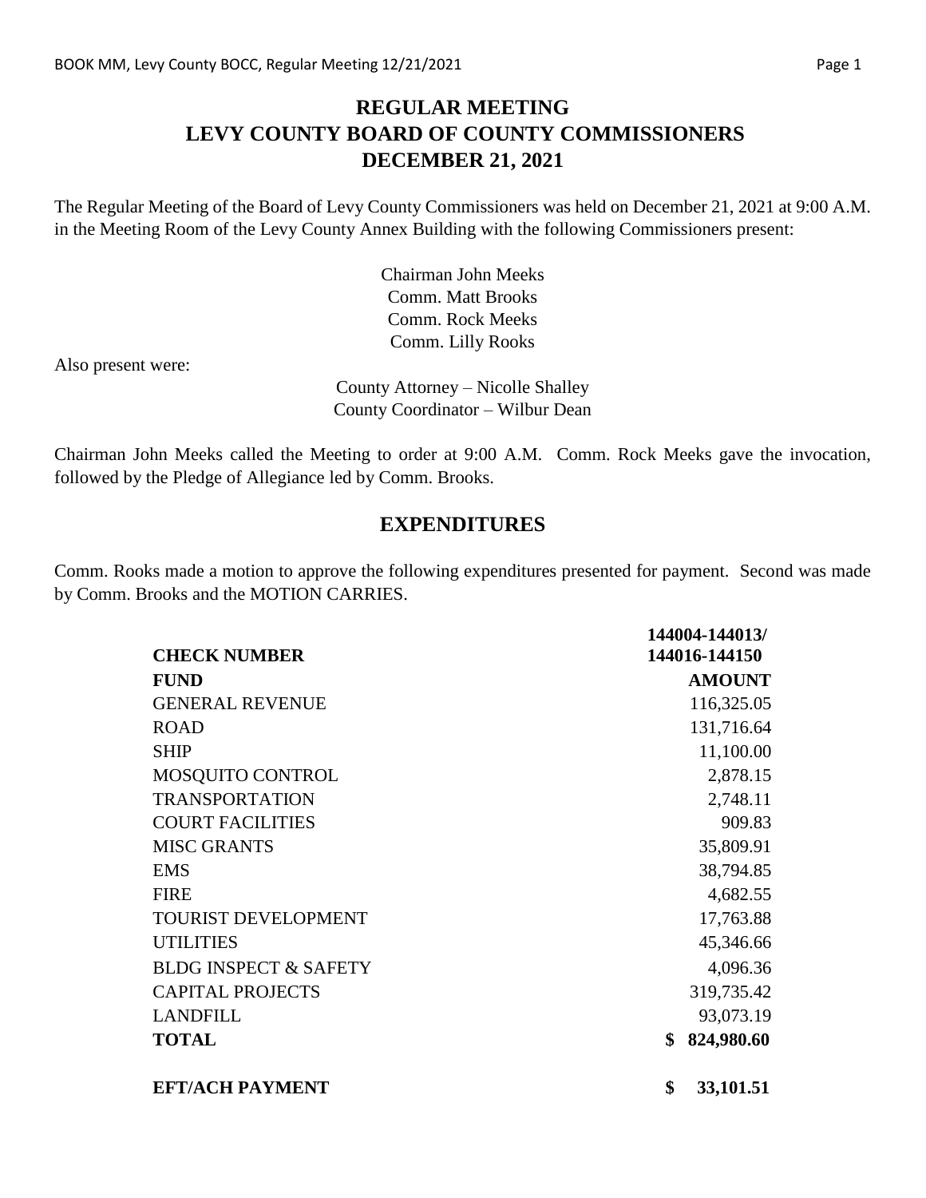# REGULAR MEETING
# LEVY COUNTY BOARD OF COUNTY COMMISSIONERS
# DECEMBER 21, 2021

The Regular Meeting of the Board of Levy County Commissioners was held on December 21, 2021 at 9:00 A.M. in the Meeting Room of the Levy County Annex Building with the following Commissioners present:

Chairman John Meeks
Comm. Matt Brooks
Comm. Rock Meeks
Comm. Lilly Rooks

Also present were:

County Attorney – Nicolle Shalley
County Coordinator – Wilbur Dean

Chairman John Meeks called the Meeting to order at 9:00 A.M. Comm. Rock Meeks gave the invocation, followed by the Pledge of Allegiance led by Comm. Brooks.

## EXPENDITURES

Comm. Rooks made a motion to approve the following expenditures presented for payment. Second was made by Comm. Brooks and the MOTION CARRIES.

| **CHECK NUMBER** | **144004-144013/ 144016-144150** |
|---|---|
| **FUND** | **AMOUNT** |
| GENERAL REVENUE | 116,325.05 |
| ROAD | 131,716.64 |
| SHIP | 11,100.00 |
| MOSQUITO CONTROL | 2,878.15 |
| TRANSPORTATION | 2,748.11 |
| COURT FACILITIES | 909.83 |
| MISC GRANTS | 35,809.91 |
| EMS | 38,794.85 |
| FIRE | 4,682.55 |
| TOURIST DEVELOPMENT | 17,763.88 |
| UTILITIES | 45,346.66 |
| BLDG INSPECT & SAFETY | 4,096.36 |
| CAPITAL PROJECTS | 319,735.42 |
| LANDFILL | 93,073.19 |
| **TOTAL** | **$ 824,980.60** |
| | |
| **EFT/ACH PAYMENT** | **$ 33,101.51** |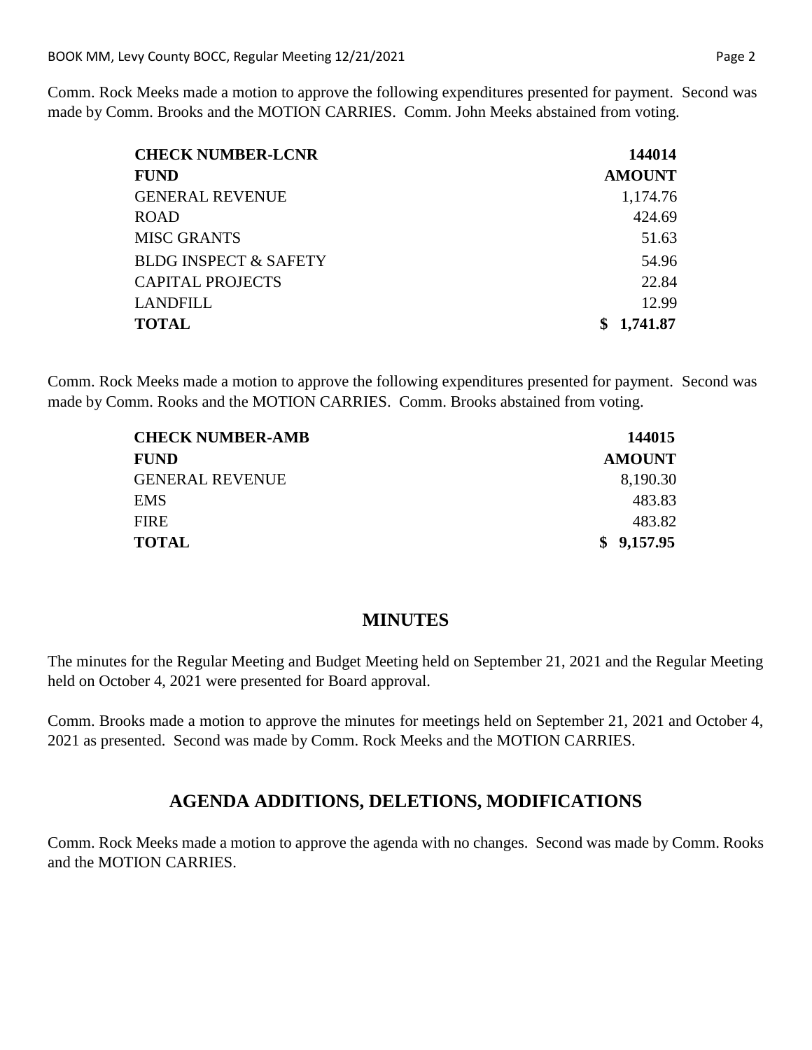Comm. Rock Meeks made a motion to approve the following expenditures presented for payment. Second was made by Comm. Brooks and the MOTION CARRIES. Comm. John Meeks abstained from voting.

| **CHECK NUMBER-LCNR** | **144014** |
|---|---|
| **FUND** | **AMOUNT** |
| GENERAL REVENUE | 1,174.76 |
| ROAD | 424.69 |
| MISC GRANTS | 51.63 |
| BLDG INSPECT & SAFETY | 54.96 |
| CAPITAL PROJECTS | 22.84 |
| LANDFILL | 12.99 |
| **TOTAL** | **$ 1,741.87** |

Comm. Rock Meeks made a motion to approve the following expenditures presented for payment. Second was made by Comm. Rooks and the MOTION CARRIES. Comm. Brooks abstained from voting.

| **CHECK NUMBER-AMB** | **144015** |
|---|---|
| **FUND** | **AMOUNT** |
| GENERAL REVENUE | 8,190.30 |
| EMS | 483.83 |
| FIRE | 483.82 |
| **TOTAL** | **$ 9,157.95** |

## MINUTES

The minutes for the Regular Meeting and Budget Meeting held on September 21, 2021 and the Regular Meeting held on October 4, 2021 were presented for Board approval.

Comm. Brooks made a motion to approve the minutes for meetings held on September 21, 2021 and October 4, 2021 as presented. Second was made by Comm. Rock Meeks and the MOTION CARRIES.

## AGENDA ADDITIONS, DELETIONS, MODIFICATIONS

Comm. Rock Meeks made a motion to approve the agenda with no changes. Second was made by Comm. Rooks and the MOTION CARRIES.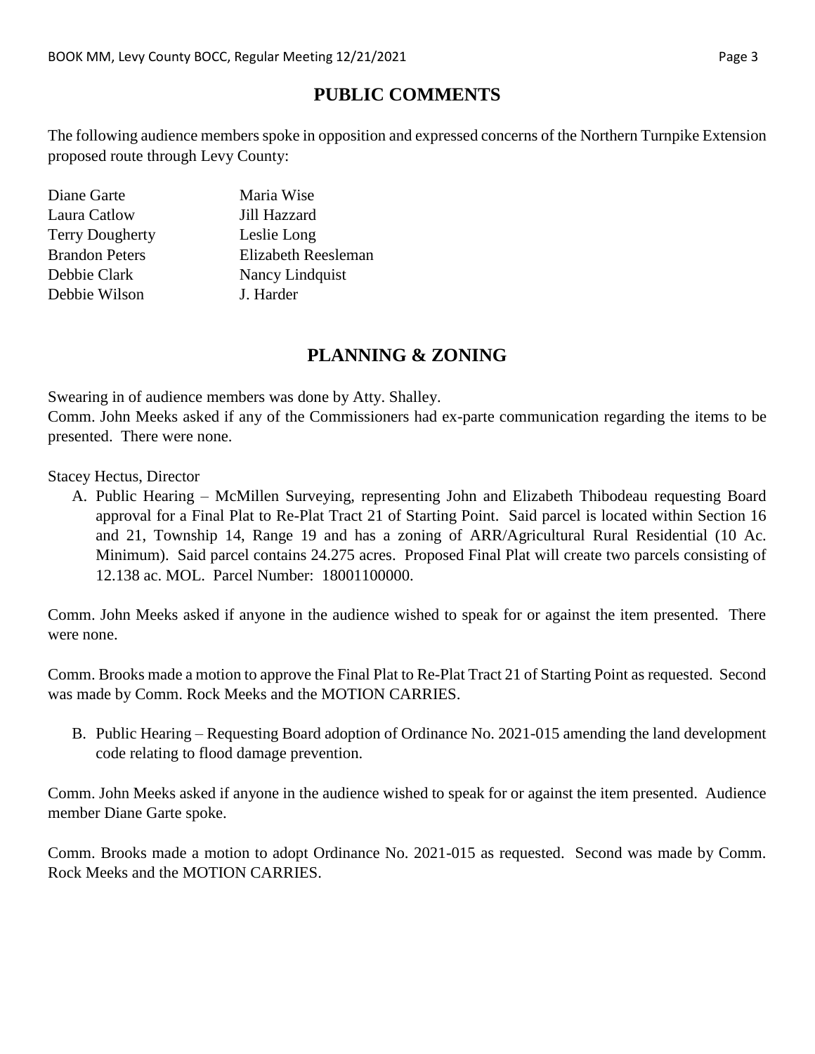## PUBLIC COMMENTS

The following audience members spoke in opposition and expressed concerns of the Northern Turnpike Extension proposed route through Levy County:

| | |
|---|---|
| Diane Garte | Maria Wise |
| Laura Catlow | Jill Hazzard |
| Terry Dougherty | Leslie Long |
| Brandon Peters | Elizabeth Reesleman |
| Debbie Clark | Nancy Lindquist |
| Debbie Wilson | J. Harder |

## PLANNING & ZONING

Swearing in of audience members was done by Atty. Shalley.
Comm. John Meeks asked if any of the Commissioners had ex-parte communication regarding the items to be presented. There were none.

Stacey Hectus, Director

A. Public Hearing – McMillen Surveying, representing John and Elizabeth Thibodeau requesting Board approval for a Final Plat to Re-Plat Tract 21 of Starting Point. Said parcel is located within Section 16 and 21, Township 14, Range 19 and has a zoning of ARR/Agricultural Rural Residential (10 Ac. Minimum). Said parcel contains 24.275 acres. Proposed Final Plat will create two parcels consisting of 12.138 ac. MOL. Parcel Number: 18001100000.

Comm. John Meeks asked if anyone in the audience wished to speak for or against the item presented. There were none.

Comm. Brooks made a motion to approve the Final Plat to Re-Plat Tract 21 of Starting Point as requested. Second was made by Comm. Rock Meeks and the MOTION CARRIES.

B. Public Hearing – Requesting Board adoption of Ordinance No. 2021-015 amending the land development code relating to flood damage prevention.

Comm. John Meeks asked if anyone in the audience wished to speak for or against the item presented. Audience member Diane Garte spoke.

Comm. Brooks made a motion to adopt Ordinance No. 2021-015 as requested. Second was made by Comm. Rock Meeks and the MOTION CARRIES.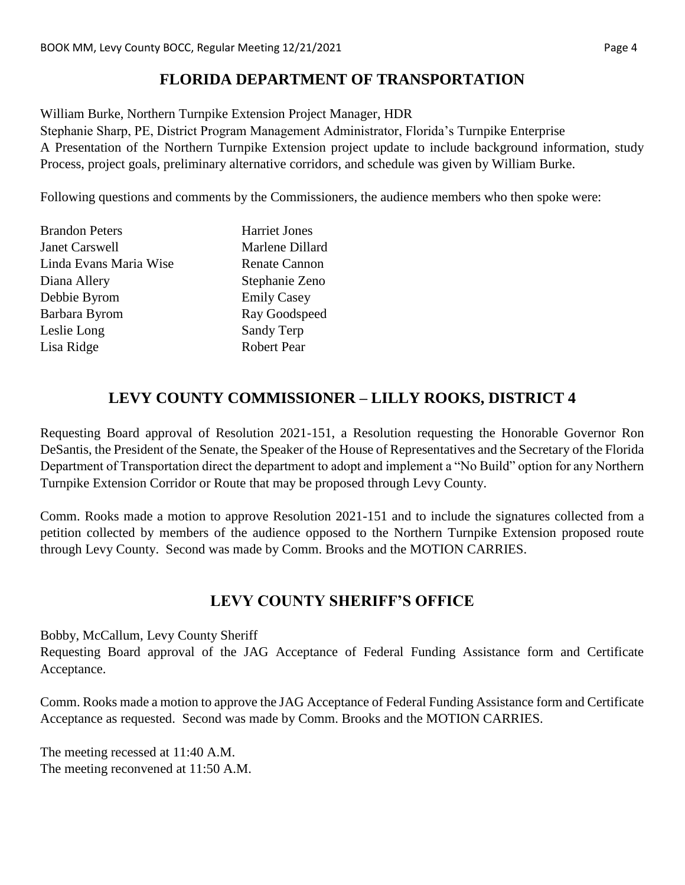## FLORIDA DEPARTMENT OF TRANSPORTATION

William Burke, Northern Turnpike Extension Project Manager, HDR
Stephanie Sharp, PE, District Program Management Administrator, Florida's Turnpike Enterprise
A Presentation of the Northern Turnpike Extension project update to include background information, study Process, project goals, preliminary alternative corridors, and schedule was given by William Burke.

Following questions and comments by the Commissioners, the audience members who then spoke were:

| | |
|---|---|
| Brandon Peters | Harriet Jones |
| Janet Carswell | Marlene Dillard |
| Linda Evans Maria Wise | Renate Cannon |
| Diana Allery | Stephanie Zeno |
| Debbie Byrom | Emily Casey |
| Barbara Byrom | Ray Goodspeed |
| Leslie Long | Sandy Terp |
| Lisa Ridge | Robert Pear |

## LEVY COUNTY COMMISSIONER – LILLY ROOKS, DISTRICT 4

Requesting Board approval of Resolution 2021-151, a Resolution requesting the Honorable Governor Ron DeSantis, the President of the Senate, the Speaker of the House of Representatives and the Secretary of the Florida Department of Transportation direct the department to adopt and implement a "No Build" option for any Northern Turnpike Extension Corridor or Route that may be proposed through Levy County.

Comm. Rooks made a motion to approve Resolution 2021-151 and to include the signatures collected from a petition collected by members of the audience opposed to the Northern Turnpike Extension proposed route through Levy County. Second was made by Comm. Brooks and the MOTION CARRIES.

## LEVY COUNTY SHERIFF'S OFFICE

Bobby, McCallum, Levy County Sheriff
Requesting Board approval of the JAG Acceptance of Federal Funding Assistance form and Certificate Acceptance.

Comm. Rooks made a motion to approve the JAG Acceptance of Federal Funding Assistance form and Certificate Acceptance as requested. Second was made by Comm. Brooks and the MOTION CARRIES.

The meeting recessed at 11:40 A.M.
The meeting reconvened at 11:50 A.M.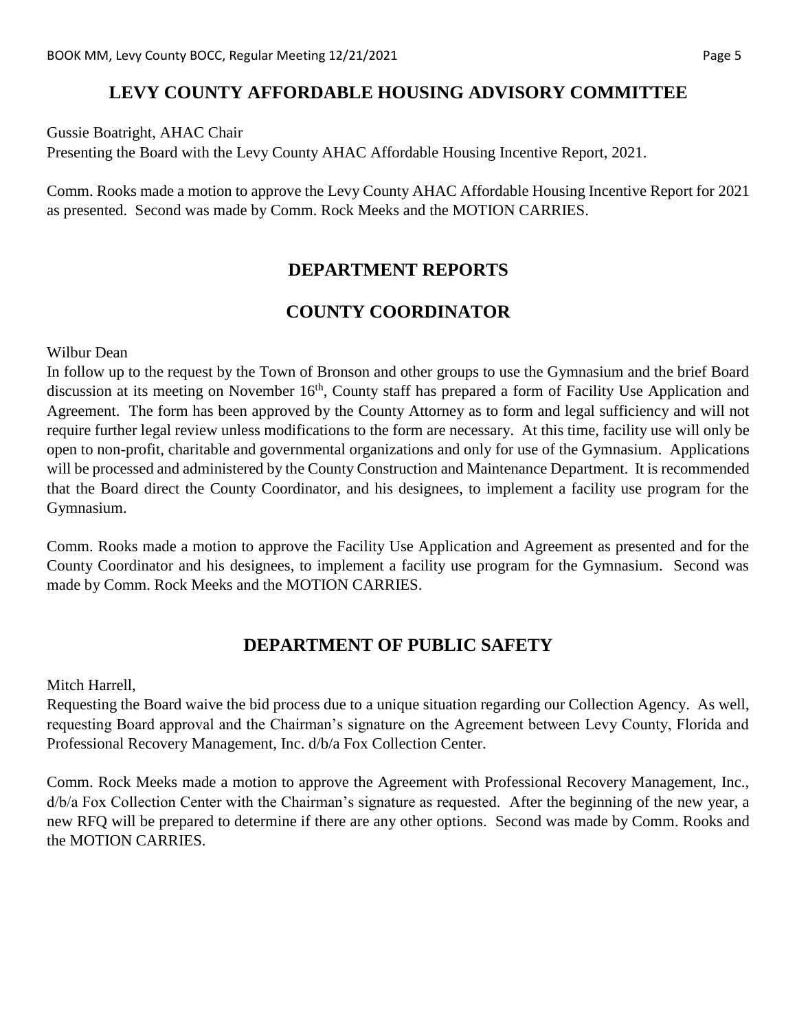## LEVY COUNTY AFFORDABLE HOUSING ADVISORY COMMITTEE

Gussie Boatright, AHAC Chair
Presenting the Board with the Levy County AHAC Affordable Housing Incentive Report, 2021.

Comm. Rooks made a motion to approve the Levy County AHAC Affordable Housing Incentive Report for 2021 as presented. Second was made by Comm. Rock Meeks and the MOTION CARRIES.

## DEPARTMENT REPORTS

## COUNTY COORDINATOR

Wilbur Dean
In follow up to the request by the Town of Bronson and other groups to use the Gymnasium and the brief Board discussion at its meeting on November 16th, County staff has prepared a form of Facility Use Application and Agreement. The form has been approved by the County Attorney as to form and legal sufficiency and will not require further legal review unless modifications to the form are necessary. At this time, facility use will only be open to non-profit, charitable and governmental organizations and only for use of the Gymnasium. Applications will be processed and administered by the County Construction and Maintenance Department. It is recommended that the Board direct the County Coordinator, and his designees, to implement a facility use program for the Gymnasium.

Comm. Rooks made a motion to approve the Facility Use Application and Agreement as presented and for the County Coordinator and his designees, to implement a facility use program for the Gymnasium. Second was made by Comm. Rock Meeks and the MOTION CARRIES.

## DEPARTMENT OF PUBLIC SAFETY

Mitch Harrell,
Requesting the Board waive the bid process due to a unique situation regarding our Collection Agency. As well, requesting Board approval and the Chairman's signature on the Agreement between Levy County, Florida and Professional Recovery Management, Inc. d/b/a Fox Collection Center.

Comm. Rock Meeks made a motion to approve the Agreement with Professional Recovery Management, Inc., d/b/a Fox Collection Center with the Chairman's signature as requested. After the beginning of the new year, a new RFQ will be prepared to determine if there are any other options. Second was made by Comm. Rooks and the MOTION CARRIES.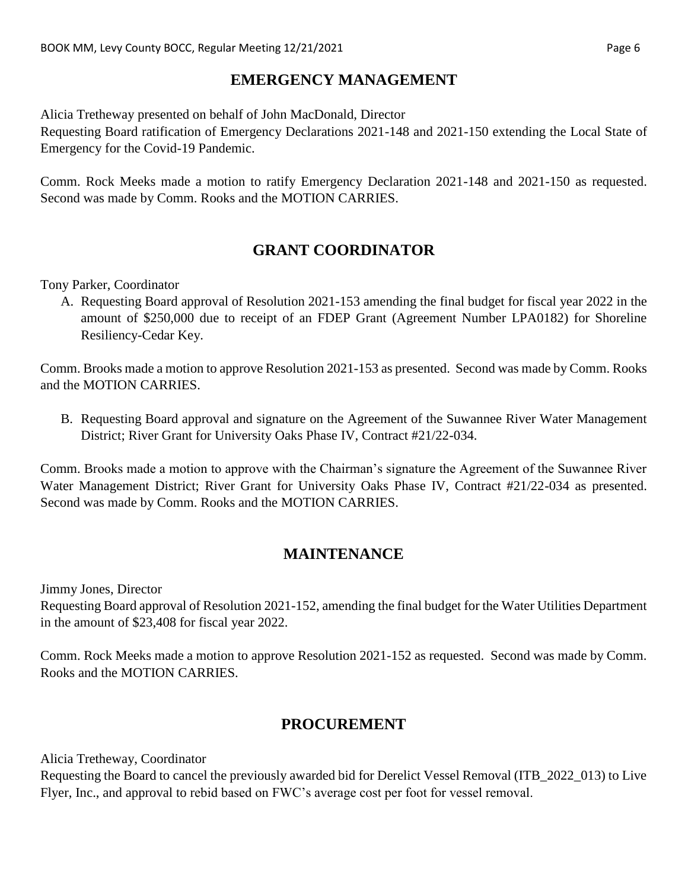## EMERGENCY MANAGEMENT

Alicia Tretheway presented on behalf of John MacDonald, Director
Requesting Board ratification of Emergency Declarations 2021-148 and 2021-150 extending the Local State of Emergency for the Covid-19 Pandemic.

Comm. Rock Meeks made a motion to ratify Emergency Declaration 2021-148 and 2021-150 as requested. Second was made by Comm. Rooks and the MOTION CARRIES.

## GRANT COORDINATOR

Tony Parker, Coordinator

A. Requesting Board approval of Resolution 2021-153 amending the final budget for fiscal year 2022 in the amount of $250,000 due to receipt of an FDEP Grant (Agreement Number LPA0182) for Shoreline Resiliency-Cedar Key.

Comm. Brooks made a motion to approve Resolution 2021-153 as presented. Second was made by Comm. Rooks and the MOTION CARRIES.

B. Requesting Board approval and signature on the Agreement of the Suwannee River Water Management District; River Grant for University Oaks Phase IV, Contract #21/22-034.

Comm. Brooks made a motion to approve with the Chairman's signature the Agreement of the Suwannee River Water Management District; River Grant for University Oaks Phase IV, Contract #21/22-034 as presented. Second was made by Comm. Rooks and the MOTION CARRIES.

## MAINTENANCE

Jimmy Jones, Director
Requesting Board approval of Resolution 2021-152, amending the final budget for the Water Utilities Department in the amount of $23,408 for fiscal year 2022.

Comm. Rock Meeks made a motion to approve Resolution 2021-152 as requested. Second was made by Comm. Rooks and the MOTION CARRIES.

## PROCUREMENT

Alicia Tretheway, Coordinator
Requesting the Board to cancel the previously awarded bid for Derelict Vessel Removal (ITB_2022_013) to Live Flyer, Inc., and approval to rebid based on FWC's average cost per foot for vessel removal.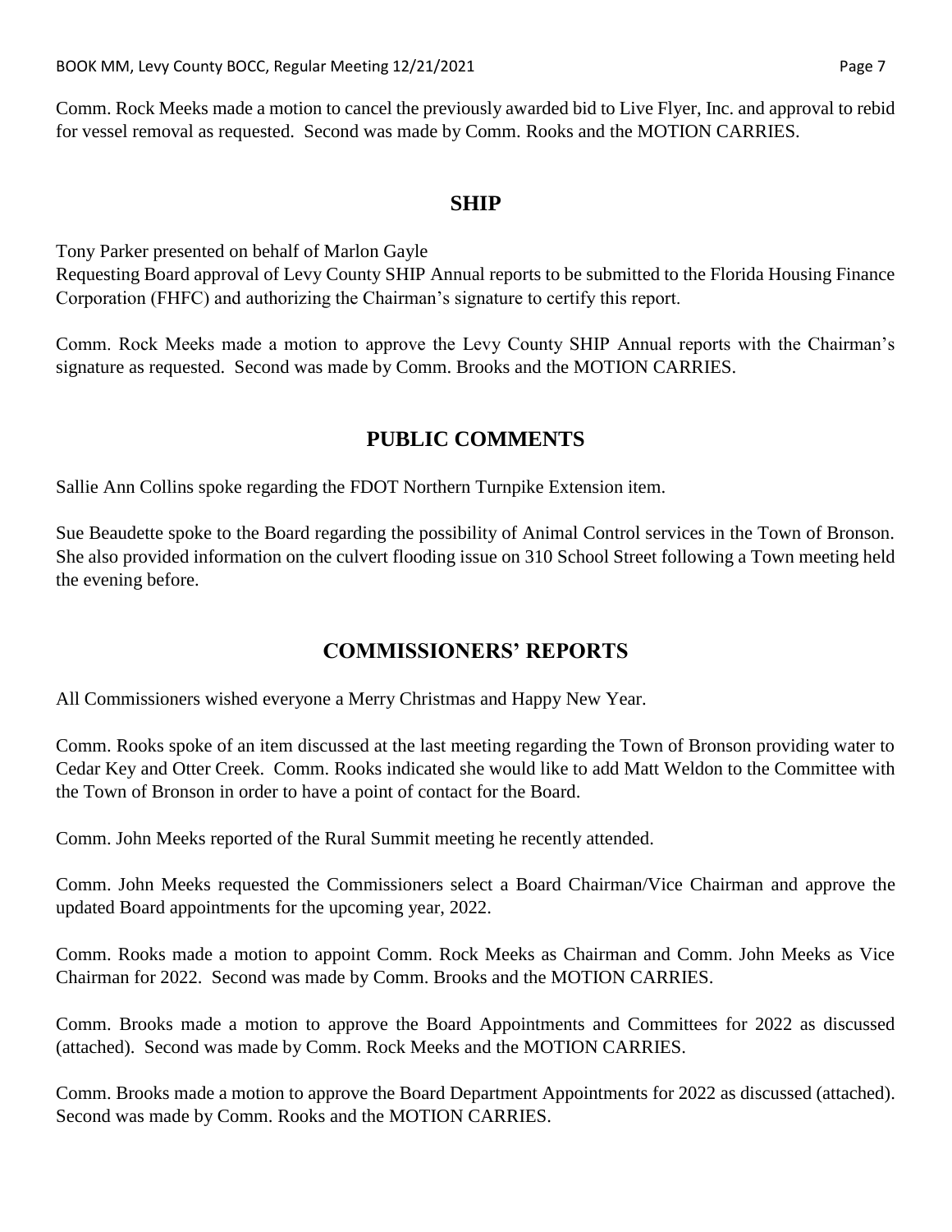Comm. Rock Meeks made a motion to cancel the previously awarded bid to Live Flyer, Inc. and approval to rebid for vessel removal as requested. Second was made by Comm. Rooks and the MOTION CARRIES.

## SHIP

Tony Parker presented on behalf of Marlon Gayle
Requesting Board approval of Levy County SHIP Annual reports to be submitted to the Florida Housing Finance Corporation (FHFC) and authorizing the Chairman's signature to certify this report.

Comm. Rock Meeks made a motion to approve the Levy County SHIP Annual reports with the Chairman's signature as requested. Second was made by Comm. Brooks and the MOTION CARRIES.

## PUBLIC COMMENTS

Sallie Ann Collins spoke regarding the FDOT Northern Turnpike Extension item.

Sue Beaudette spoke to the Board regarding the possibility of Animal Control services in the Town of Bronson. She also provided information on the culvert flooding issue on 310 School Street following a Town meeting held the evening before.

## COMMISSIONERS' REPORTS

All Commissioners wished everyone a Merry Christmas and Happy New Year.

Comm. Rooks spoke of an item discussed at the last meeting regarding the Town of Bronson providing water to Cedar Key and Otter Creek. Comm. Rooks indicated she would like to add Matt Weldon to the Committee with the Town of Bronson in order to have a point of contact for the Board.

Comm. John Meeks reported of the Rural Summit meeting he recently attended.

Comm. John Meeks requested the Commissioners select a Board Chairman/Vice Chairman and approve the updated Board appointments for the upcoming year, 2022.

Comm. Rooks made a motion to appoint Comm. Rock Meeks as Chairman and Comm. John Meeks as Vice Chairman for 2022. Second was made by Comm. Brooks and the MOTION CARRIES.

Comm. Brooks made a motion to approve the Board Appointments and Committees for 2022 as discussed (attached). Second was made by Comm. Rock Meeks and the MOTION CARRIES.

Comm. Brooks made a motion to approve the Board Department Appointments for 2022 as discussed (attached). Second was made by Comm. Rooks and the MOTION CARRIES.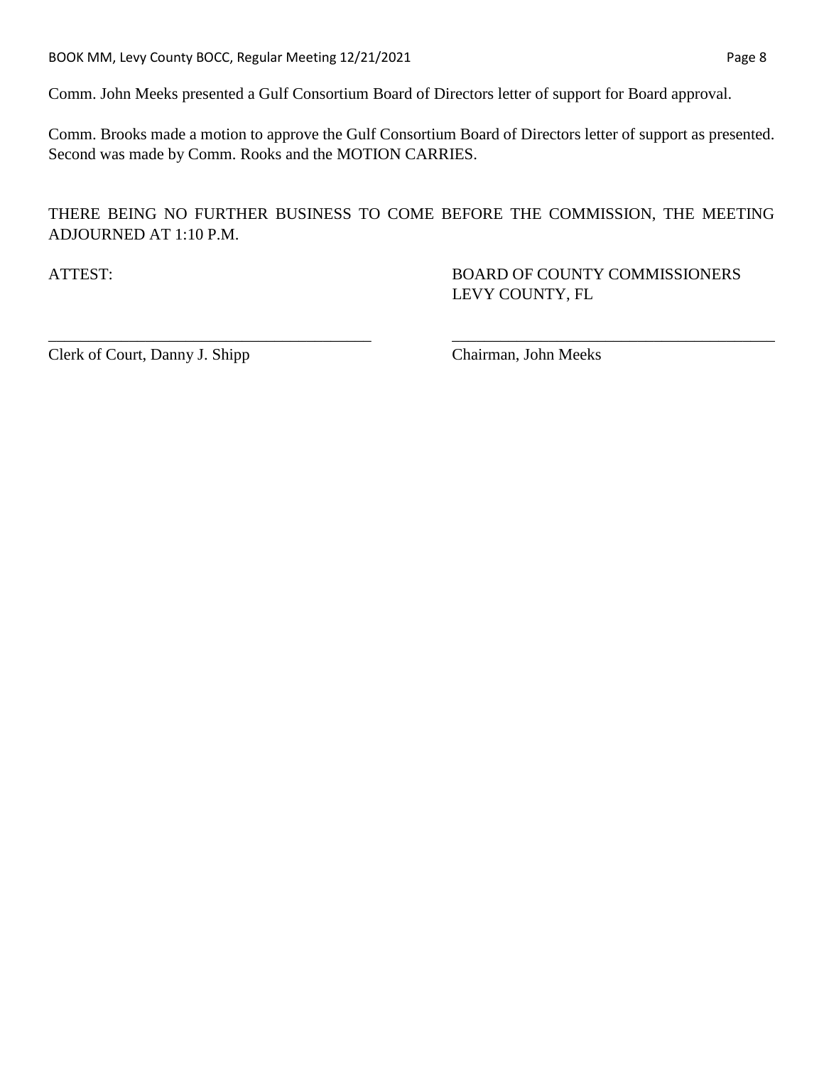Comm. John Meeks presented a Gulf Consortium Board of Directors letter of support for Board approval.

Comm. Brooks made a motion to approve the Gulf Consortium Board of Directors letter of support as presented. Second was made by Comm. Rooks and the MOTION CARRIES.

THERE BEING NO FURTHER BUSINESS TO COME BEFORE THE COMMISSION, THE MEETING ADJOURNED AT 1:10 P.M.

ATTEST:

BOARD OF COUNTY COMMISSIONERS
LEVY COUNTY, FL

\_\_\_\_\_\_\_\_\_\_\_\_\_\_\_\_\_\_\_\_\_\_\_\_\_\_\_\_\_\_\_\_\_\_\_\_\_\_\_\_
Clerk of Court, Danny J. Shipp

\_\_\_\_\_\_\_\_\_\_\_\_\_\_\_\_\_\_\_\_\_\_\_\_\_\_\_\_\_\_\_\_\_\_\_\_\_\_\_\_
Chairman, John Meeks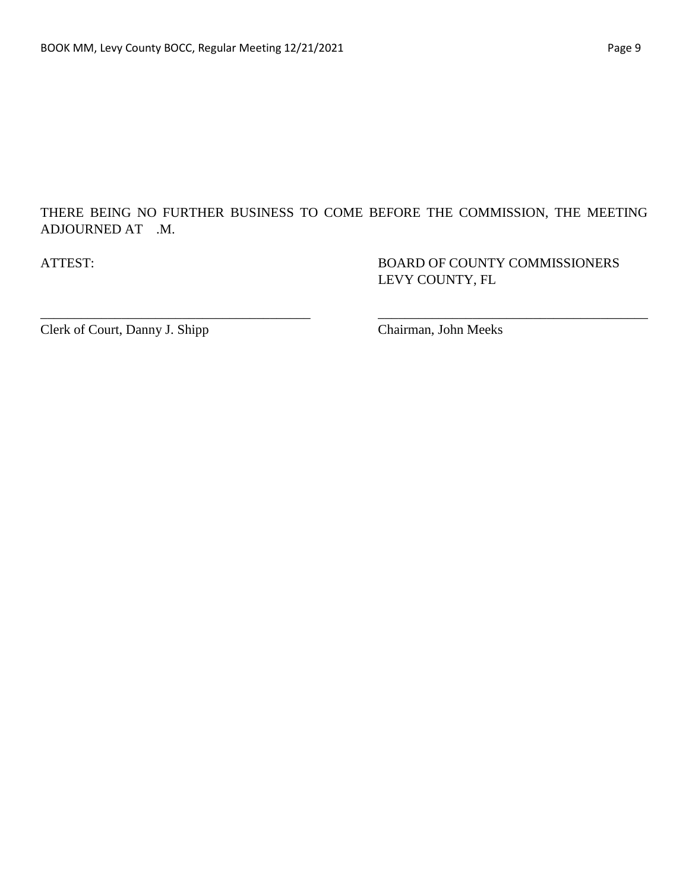THERE BEING NO FURTHER BUSINESS TO COME BEFORE THE COMMISSION, THE MEETING ADJOURNED AT .M.

ATTEST:

BOARD OF COUNTY COMMISSIONERS
LEVY COUNTY, FL

\_\_\_\_\_\_\_\_\_\_\_\_\_\_\_\_\_\_\_\_\_\_\_\_\_\_\_\_\_\_\_\_\_\_\_\_\_\_\_\_
Clerk of Court, Danny J. Shipp

\_\_\_\_\_\_\_\_\_\_\_\_\_\_\_\_\_\_\_\_\_\_\_\_\_\_\_\_\_\_\_\_\_\_\_\_\_\_\_\_
Chairman, John Meeks